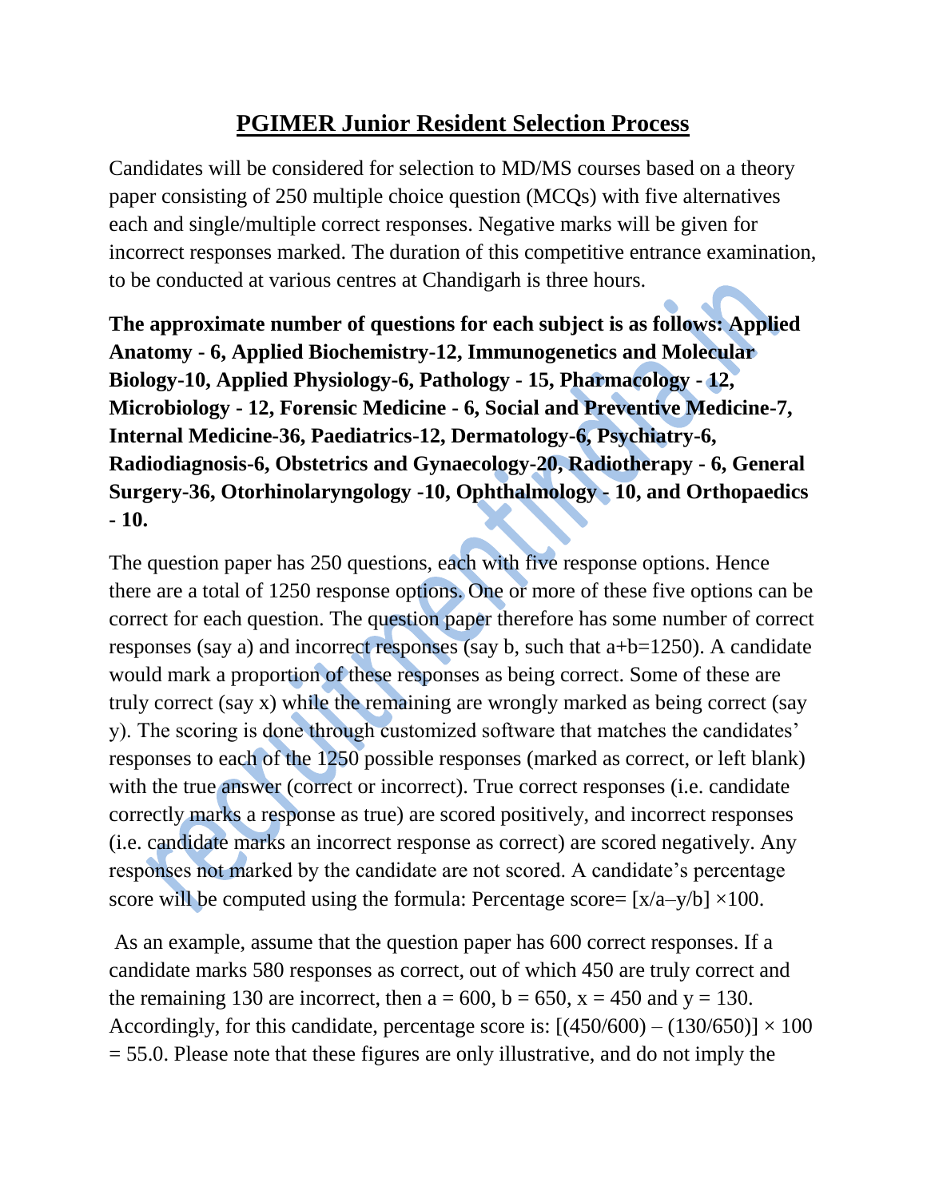# PGIMER Junior Resident Selection Process

Candidates will be considered for selection to MD/MS courses based on a theory paper consisting of 250 multiple choice question (MCQs) with five alternatives each and single/multiple correct responses. Negative marks will be given for incorrect responses marked. The duration of this competitive entrance examination, to be conducted at various centres at Chandigarh is three hours.

**The approximate number of questions for each subject is as follows: Applied Anatomy - 6, Applied Biochemistry-12, Immunogenetics and Molecular Biology-10, Applied Physiology-6, Pathology - 15, Pharmacology - 12, Microbiology - 12, Forensic Medicine - 6, Social and Preventive Medicine-7, Internal Medicine-36, Paediatrics-12, Dermatology-6, Psychiatry-6, Radiodiagnosis-6, Obstetrics and Gynaecology-20, Radiotherapy - 6, General Surgery-36, Otorhinolaryngology -10, Ophthalmology - 10, and Orthopaedics - 10.**

The question paper has 250 questions, each with five response options. Hence there are a total of 1250 response options. One or more of these five options can be correct for each question. The question paper therefore has some number of correct responses (say a) and incorrect responses (say b, such that a+b=1250). A candidate would mark a proportion of these responses as being correct. Some of these are truly correct (say x) while the remaining are wrongly marked as being correct (say y). The scoring is done through customized software that matches the candidates' responses to each of the 1250 possible responses (marked as correct, or left blank) with the true answer (correct or incorrect). True correct responses (i.e. candidate correctly marks a response as true) are scored positively, and incorrect responses (i.e. candidate marks an incorrect response as correct) are scored negatively. Any responses not marked by the candidate are not scored. A candidate's percentage score will be computed using the formula: Percentage score= $[x/a - y/b] \times 100$.

As an example, assume that the question paper has 600 correct responses. If a candidate marks 580 responses as correct, out of which 450 are truly correct and the remaining 130 are incorrect, then a = 600, b = 650, x = 450 and y = 130. Accordingly, for this candidate, percentage score is: $[(450/600) - (130/650)] \times 100 = 55.0$. Please note that these figures are only illustrative, and do not imply the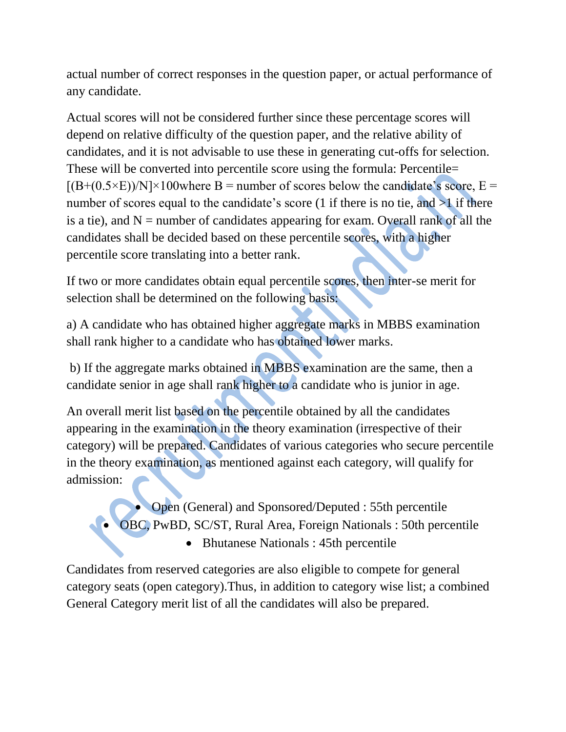actual number of correct responses in the question paper, or actual performance of any candidate.

Actual scores will not be considered further since these percentage scores will depend on relative difficulty of the question paper, and the relative ability of candidates, and it is not advisable to use these in generating cut-offs for selection. These will be converted into percentile score using the formula: Percentile= $[(B+(0.5\times E))/N]\times 100$ where B = number of scores below the candidate's score, E = number of scores equal to the candidate's score (1 if there is no tie, and >1 if there is a tie), and N = number of candidates appearing for exam. Overall rank of all the candidates shall be decided based on these percentile scores, with a higher percentile score translating into a better rank.

If two or more candidates obtain equal percentile scores, then inter-se merit for selection shall be determined on the following basis:

a) A candidate who has obtained higher aggregate marks in MBBS examination shall rank higher to a candidate who has obtained lower marks.

b) If the aggregate marks obtained in MBBS examination are the same, then a candidate senior in age shall rank higher to a candidate who is junior in age.

An overall merit list based on the percentile obtained by all the candidates appearing in the examination in the theory examination (irrespective of their category) will be prepared. Candidates of various categories who secure percentile in the theory examination, as mentioned against each category, will qualify for admission:

- Open (General) and Sponsored/Deputed : 55th percentile
- OBC, PwBD, SC/ST, Rural Area, Foreign Nationals : 50th percentile
- Bhutanese Nationals : 45th percentile

Candidates from reserved categories are also eligible to compete for general category seats (open category).Thus, in addition to category wise list; a combined General Category merit list of all the candidates will also be prepared.